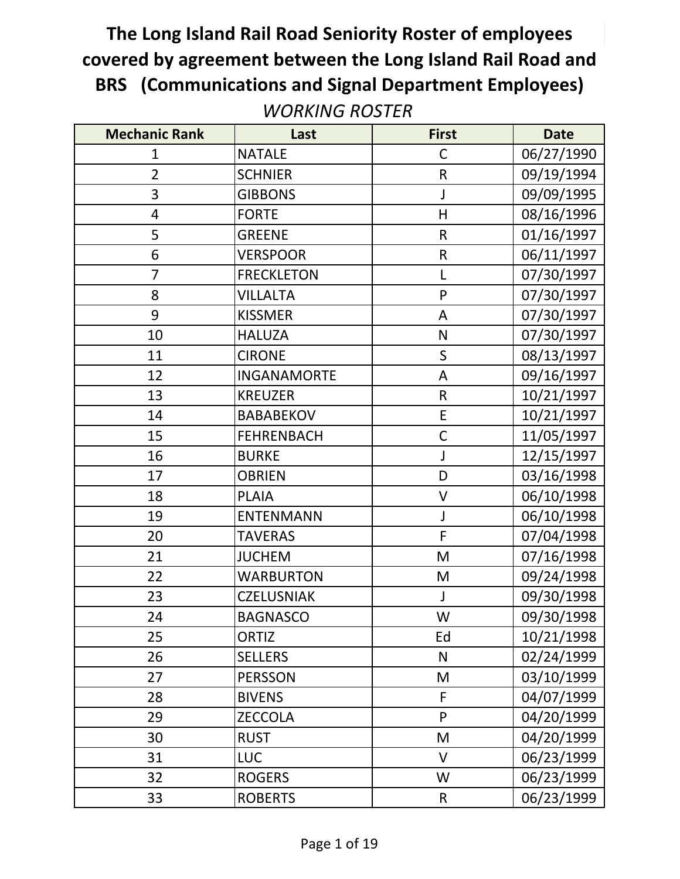# The Long Island Rail Road Seniority Roster of employees covered by agreement between the Long Island Rail Road and BRS (Communications and Signal Department Employees)

*WORKING ROSTER*

| Mechanic Rank | Last | First | Date |
|---|---|---|---|
| 1 | NATALE | C | 06/27/1990 |
| 2 | SCHNIER | R | 09/19/1994 |
| 3 | GIBBONS | J | 09/09/1995 |
| 4 | FORTE | H | 08/16/1996 |
| 5 | GREENE | R | 01/16/1997 |
| 6 | VERSPOOR | R | 06/11/1997 |
| 7 | FRECKLETON | L | 07/30/1997 |
| 8 | VILLALTA | P | 07/30/1997 |
| 9 | KISSMER | A | 07/30/1997 |
| 10 | HALUZA | N | 07/30/1997 |
| 11 | CIRONE | S | 08/13/1997 |
| 12 | INGANAMORTE | A | 09/16/1997 |
| 13 | KREUZER | R | 10/21/1997 |
| 14 | BABABEKOV | E | 10/21/1997 |
| 15 | FEHRENBACH | C | 11/05/1997 |
| 16 | BURKE | J | 12/15/1997 |
| 17 | OBRIEN | D | 03/16/1998 |
| 18 | PLAIA | V | 06/10/1998 |
| 19 | ENTENMANN | J | 06/10/1998 |
| 20 | TAVERAS | F | 07/04/1998 |
| 21 | JUCHEM | M | 07/16/1998 |
| 22 | WARBURTON | M | 09/24/1998 |
| 23 | CZELUSNIAK | J | 09/30/1998 |
| 24 | BAGNASCO | W | 09/30/1998 |
| 25 | ORTIZ | Ed | 10/21/1998 |
| 26 | SELLERS | N | 02/24/1999 |
| 27 | PERSSON | M | 03/10/1999 |
| 28 | BIVENS | F | 04/07/1999 |
| 29 | ZECCOLA | P | 04/20/1999 |
| 30 | RUST | M | 04/20/1999 |
| 31 | LUC | V | 06/23/1999 |
| 32 | ROGERS | W | 06/23/1999 |
| 33 | ROBERTS | R | 06/23/1999 |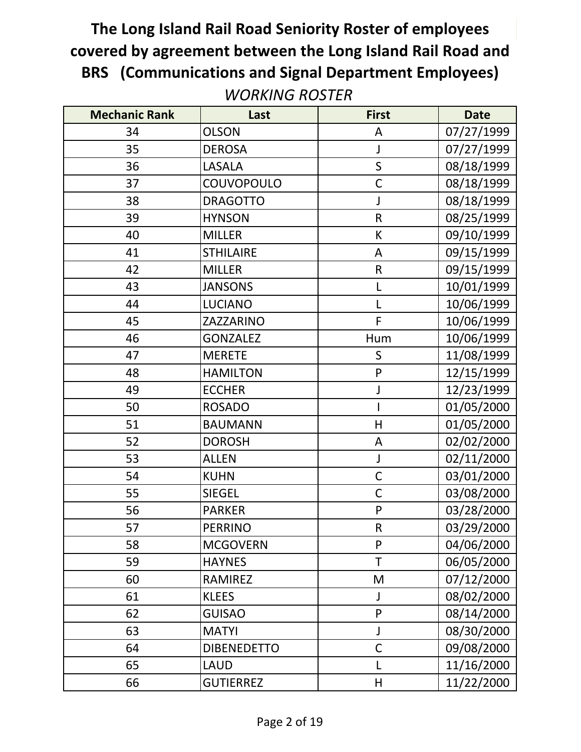# The Long Island Rail Road Seniority Roster of employees covered by agreement between the Long Island Rail Road and BRS (Communications and Signal Department Employees)

*WORKING ROSTER*

| Mechanic Rank | Last | First | Date |
|---|---|---|---|
| 34 | OLSON | A | 07/27/1999 |
| 35 | DEROSA | J | 07/27/1999 |
| 36 | LASALA | S | 08/18/1999 |
| 37 | COUVOPOULO | C | 08/18/1999 |
| 38 | DRAGOTTO | J | 08/18/1999 |
| 39 | HYNSON | R | 08/25/1999 |
| 40 | MILLER | K | 09/10/1999 |
| 41 | STHILAIRE | A | 09/15/1999 |
| 42 | MILLER | R | 09/15/1999 |
| 43 | JANSONS | L | 10/01/1999 |
| 44 | LUCIANO | L | 10/06/1999 |
| 45 | ZAZZARINO | F | 10/06/1999 |
| 46 | GONZALEZ | Hum | 10/06/1999 |
| 47 | MERETE | S | 11/08/1999 |
| 48 | HAMILTON | P | 12/15/1999 |
| 49 | ECCHER | J | 12/23/1999 |
| 50 | ROSADO | I | 01/05/2000 |
| 51 | BAUMANN | H | 01/05/2000 |
| 52 | DOROSH | A | 02/02/2000 |
| 53 | ALLEN | J | 02/11/2000 |
| 54 | KUHN | C | 03/01/2000 |
| 55 | SIEGEL | C | 03/08/2000 |
| 56 | PARKER | P | 03/28/2000 |
| 57 | PERRINO | R | 03/29/2000 |
| 58 | MCGOVERN | P | 04/06/2000 |
| 59 | HAYNES | T | 06/05/2000 |
| 60 | RAMIREZ | M | 07/12/2000 |
| 61 | KLEES | J | 08/02/2000 |
| 62 | GUISAO | P | 08/14/2000 |
| 63 | MATYI | J | 08/30/2000 |
| 64 | DIBENEDETTO | C | 09/08/2000 |
| 65 | LAUD | L | 11/16/2000 |
| 66 | GUTIERREZ | H | 11/22/2000 |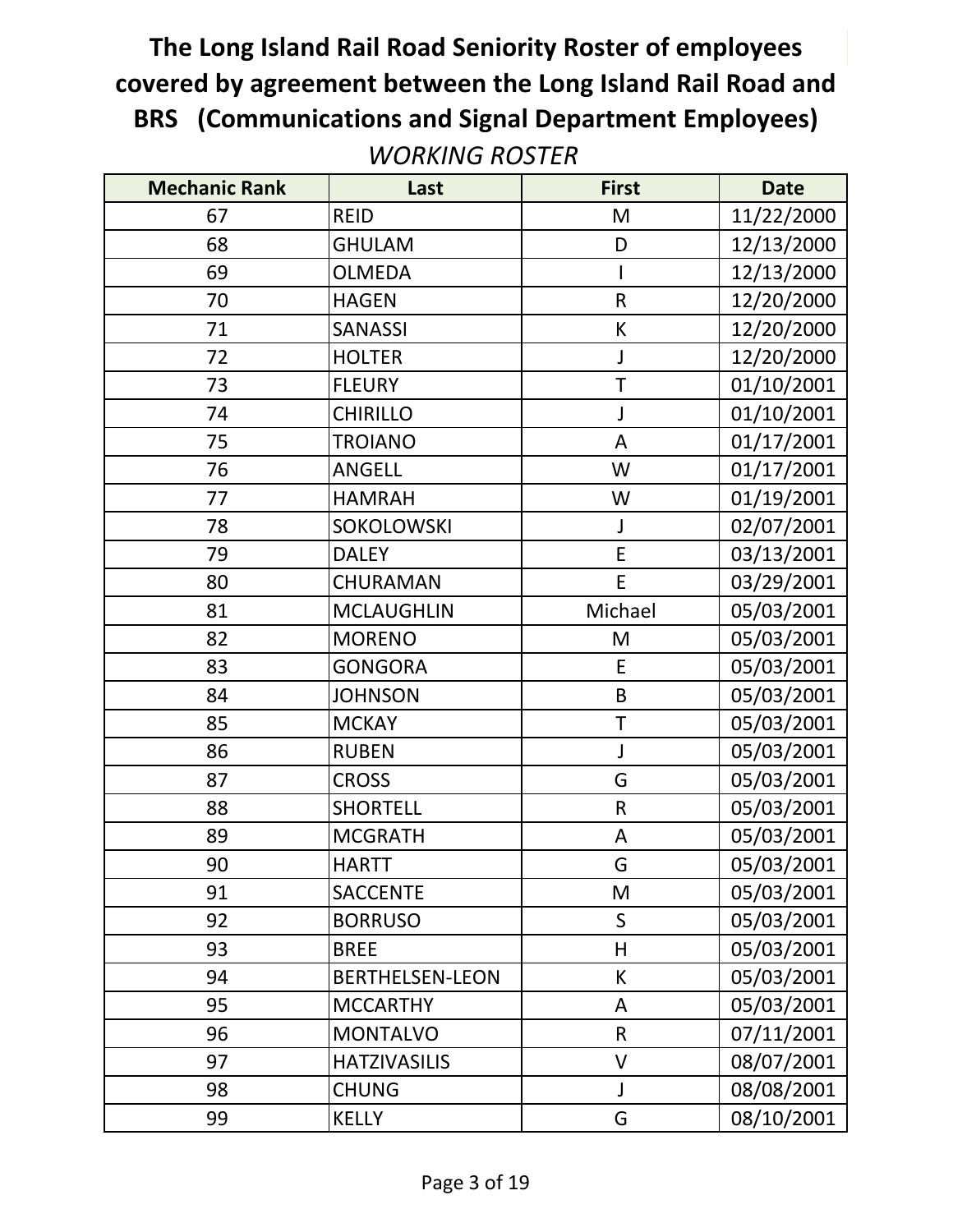# The Long Island Rail Road Seniority Roster of employees covered by agreement between the Long Island Rail Road and BRS (Communications and Signal Department Employees)

*WORKING ROSTER*

| Mechanic Rank | Last | First | Date |
|---|---|---|---|
| 67 | REID | M | 11/22/2000 |
| 68 | GHULAM | D | 12/13/2000 |
| 69 | OLMEDA | I | 12/13/2000 |
| 70 | HAGEN | R | 12/20/2000 |
| 71 | SANASSI | K | 12/20/2000 |
| 72 | HOLTER | J | 12/20/2000 |
| 73 | FLEURY | T | 01/10/2001 |
| 74 | CHIRILLO | J | 01/10/2001 |
| 75 | TROIANO | A | 01/17/2001 |
| 76 | ANGELL | W | 01/17/2001 |
| 77 | HAMRAH | W | 01/19/2001 |
| 78 | SOKOLOWSKI | J | 02/07/2001 |
| 79 | DALEY | E | 03/13/2001 |
| 80 | CHURAMAN | E | 03/29/2001 |
| 81 | MCLAUGHLIN | Michael | 05/03/2001 |
| 82 | MORENO | M | 05/03/2001 |
| 83 | GONGORA | E | 05/03/2001 |
| 84 | JOHNSON | B | 05/03/2001 |
| 85 | MCKAY | T | 05/03/2001 |
| 86 | RUBEN | J | 05/03/2001 |
| 87 | CROSS | G | 05/03/2001 |
| 88 | SHORTELL | R | 05/03/2001 |
| 89 | MCGRATH | A | 05/03/2001 |
| 90 | HARTT | G | 05/03/2001 |
| 91 | SACCENTE | M | 05/03/2001 |
| 92 | BORRUSO | S | 05/03/2001 |
| 93 | BREE | H | 05/03/2001 |
| 94 | BERTHELSEN-LEON | K | 05/03/2001 |
| 95 | MCCARTHY | A | 05/03/2001 |
| 96 | MONTALVO | R | 07/11/2001 |
| 97 | HATZIVASILIS | V | 08/07/2001 |
| 98 | CHUNG | J | 08/08/2001 |
| 99 | KELLY | G | 08/10/2001 |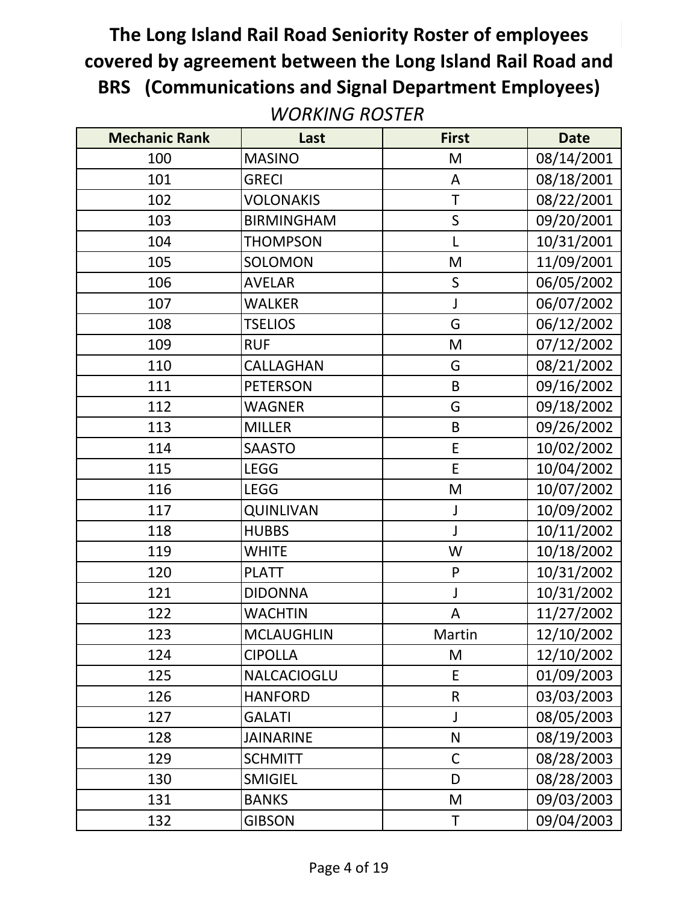# The Long Island Rail Road Seniority Roster of employees covered by agreement between the Long Island Rail Road and BRS (Communications and Signal Department Employees)

*WORKING ROSTER*

| Mechanic Rank | Last | First | Date |
|---|---|---|---|
| 100 | MASINO | M | 08/14/2001 |
| 101 | GRECI | A | 08/18/2001 |
| 102 | VOLONAKIS | T | 08/22/2001 |
| 103 | BIRMINGHAM | S | 09/20/2001 |
| 104 | THOMPSON | L | 10/31/2001 |
| 105 | SOLOMON | M | 11/09/2001 |
| 106 | AVELAR | S | 06/05/2002 |
| 107 | WALKER | J | 06/07/2002 |
| 108 | TSELIOS | G | 06/12/2002 |
| 109 | RUF | M | 07/12/2002 |
| 110 | CALLAGHAN | G | 08/21/2002 |
| 111 | PETERSON | B | 09/16/2002 |
| 112 | WAGNER | G | 09/18/2002 |
| 113 | MILLER | B | 09/26/2002 |
| 114 | SAASTO | E | 10/02/2002 |
| 115 | LEGG | E | 10/04/2002 |
| 116 | LEGG | M | 10/07/2002 |
| 117 | QUINLIVAN | J | 10/09/2002 |
| 118 | HUBBS | J | 10/11/2002 |
| 119 | WHITE | W | 10/18/2002 |
| 120 | PLATT | P | 10/31/2002 |
| 121 | DIDONNA | J | 10/31/2002 |
| 122 | WACHTIN | A | 11/27/2002 |
| 123 | MCLAUGHLIN | Martin | 12/10/2002 |
| 124 | CIPOLLA | M | 12/10/2002 |
| 125 | NALCACIOGLU | E | 01/09/2003 |
| 126 | HANFORD | R | 03/03/2003 |
| 127 | GALATI | J | 08/05/2003 |
| 128 | JAINARINE | N | 08/19/2003 |
| 129 | SCHMITT | C | 08/28/2003 |
| 130 | SMIGIEL | D | 08/28/2003 |
| 131 | BANKS | M | 09/03/2003 |
| 132 | GIBSON | T | 09/04/2003 |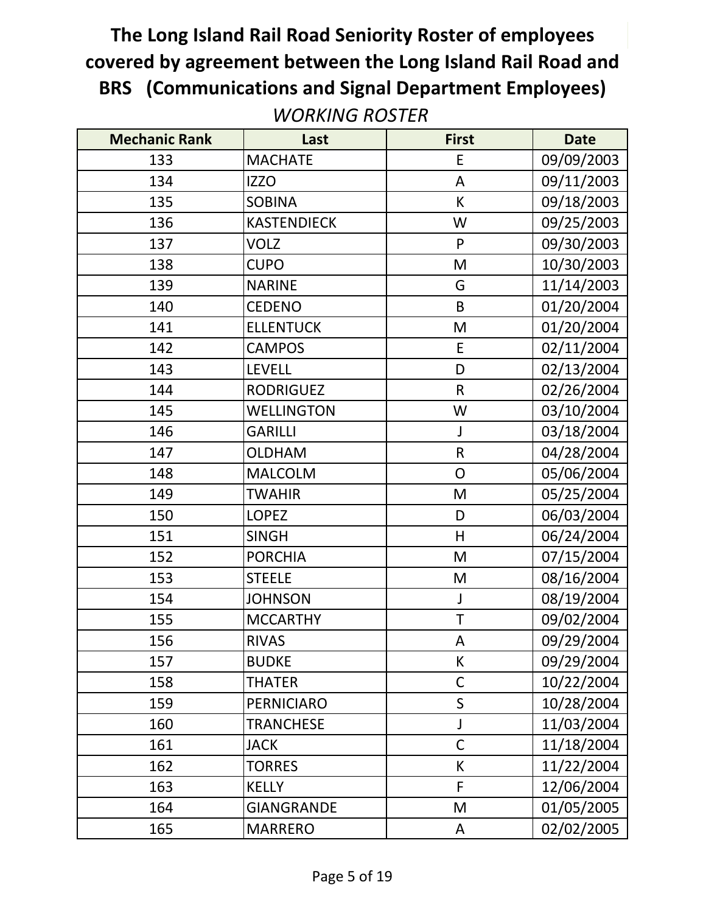# The Long Island Rail Road Seniority Roster of employees covered by agreement between the Long Island Rail Road and BRS (Communications and Signal Department Employees)

*WORKING ROSTER*

| Mechanic Rank | Last | First | Date |
|---|---|---|---|
| 133 | MACHATE | E | 09/09/2003 |
| 134 | IZZO | A | 09/11/2003 |
| 135 | SOBINA | K | 09/18/2003 |
| 136 | KASTENDIECK | W | 09/25/2003 |
| 137 | VOLZ | P | 09/30/2003 |
| 138 | CUPO | M | 10/30/2003 |
| 139 | NARINE | G | 11/14/2003 |
| 140 | CEDENO | B | 01/20/2004 |
| 141 | ELLENTUCK | M | 01/20/2004 |
| 142 | CAMPOS | E | 02/11/2004 |
| 143 | LEVELL | D | 02/13/2004 |
| 144 | RODRIGUEZ | R | 02/26/2004 |
| 145 | WELLINGTON | W | 03/10/2004 |
| 146 | GARILLI | J | 03/18/2004 |
| 147 | OLDHAM | R | 04/28/2004 |
| 148 | MALCOLM | O | 05/06/2004 |
| 149 | TWAHIR | M | 05/25/2004 |
| 150 | LOPEZ | D | 06/03/2004 |
| 151 | SINGH | H | 06/24/2004 |
| 152 | PORCHIA | M | 07/15/2004 |
| 153 | STEELE | M | 08/16/2004 |
| 154 | JOHNSON | J | 08/19/2004 |
| 155 | MCCARTHY | T | 09/02/2004 |
| 156 | RIVAS | A | 09/29/2004 |
| 157 | BUDKE | K | 09/29/2004 |
| 158 | THATER | C | 10/22/2004 |
| 159 | PERNICIARO | S | 10/28/2004 |
| 160 | TRANCHESE | J | 11/03/2004 |
| 161 | JACK | C | 11/18/2004 |
| 162 | TORRES | K | 11/22/2004 |
| 163 | KELLY | F | 12/06/2004 |
| 164 | GIANGRANDE | M | 01/05/2005 |
| 165 | MARRERO | A | 02/02/2005 |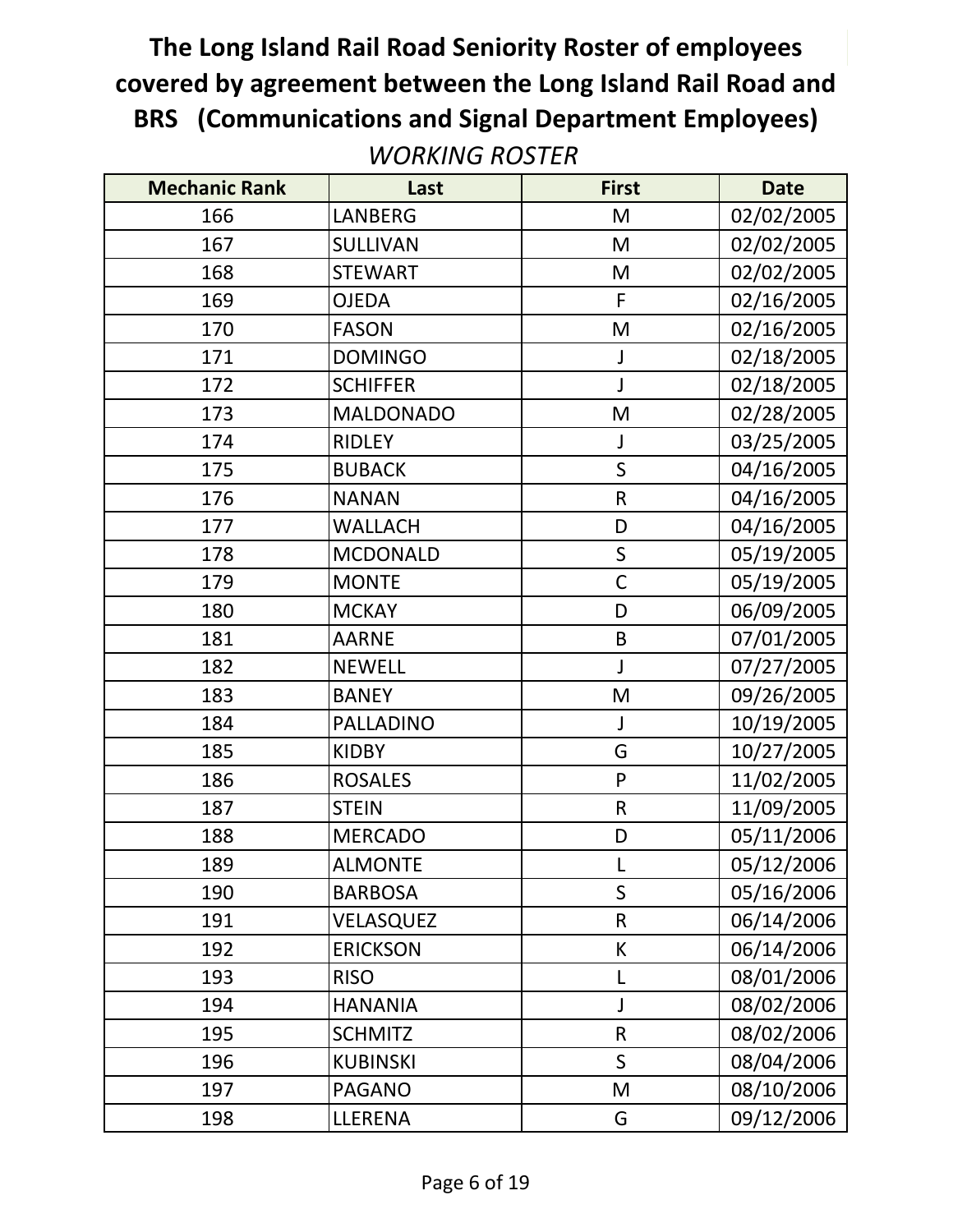# The Long Island Rail Road Seniority Roster of employees covered by agreement between the Long Island Rail Road and BRS (Communications and Signal Department Employees)

*WORKING ROSTER*

| Mechanic Rank | Last | First | Date |
|---|---|---|---|
| 166 | LANBERG | M | 02/02/2005 |
| 167 | SULLIVAN | M | 02/02/2005 |
| 168 | STEWART | M | 02/02/2005 |
| 169 | OJEDA | F | 02/16/2005 |
| 170 | FASON | M | 02/16/2005 |
| 171 | DOMINGO | J | 02/18/2005 |
| 172 | SCHIFFER | J | 02/18/2005 |
| 173 | MALDONADO | M | 02/28/2005 |
| 174 | RIDLEY | J | 03/25/2005 |
| 175 | BUBACK | S | 04/16/2005 |
| 176 | NANAN | R | 04/16/2005 |
| 177 | WALLACH | D | 04/16/2005 |
| 178 | MCDONALD | S | 05/19/2005 |
| 179 | MONTE | C | 05/19/2005 |
| 180 | MCKAY | D | 06/09/2005 |
| 181 | AARNE | B | 07/01/2005 |
| 182 | NEWELL | J | 07/27/2005 |
| 183 | BANEY | M | 09/26/2005 |
| 184 | PALLADINO | J | 10/19/2005 |
| 185 | KIDBY | G | 10/27/2005 |
| 186 | ROSALES | P | 11/02/2005 |
| 187 | STEIN | R | 11/09/2005 |
| 188 | MERCADO | D | 05/11/2006 |
| 189 | ALMONTE | L | 05/12/2006 |
| 190 | BARBOSA | S | 05/16/2006 |
| 191 | VELASQUEZ | R | 06/14/2006 |
| 192 | ERICKSON | K | 06/14/2006 |
| 193 | RISO | L | 08/01/2006 |
| 194 | HANANIA | J | 08/02/2006 |
| 195 | SCHMITZ | R | 08/02/2006 |
| 196 | KUBINSKI | S | 08/04/2006 |
| 197 | PAGANO | M | 08/10/2006 |
| 198 | LLERENA | G | 09/12/2006 |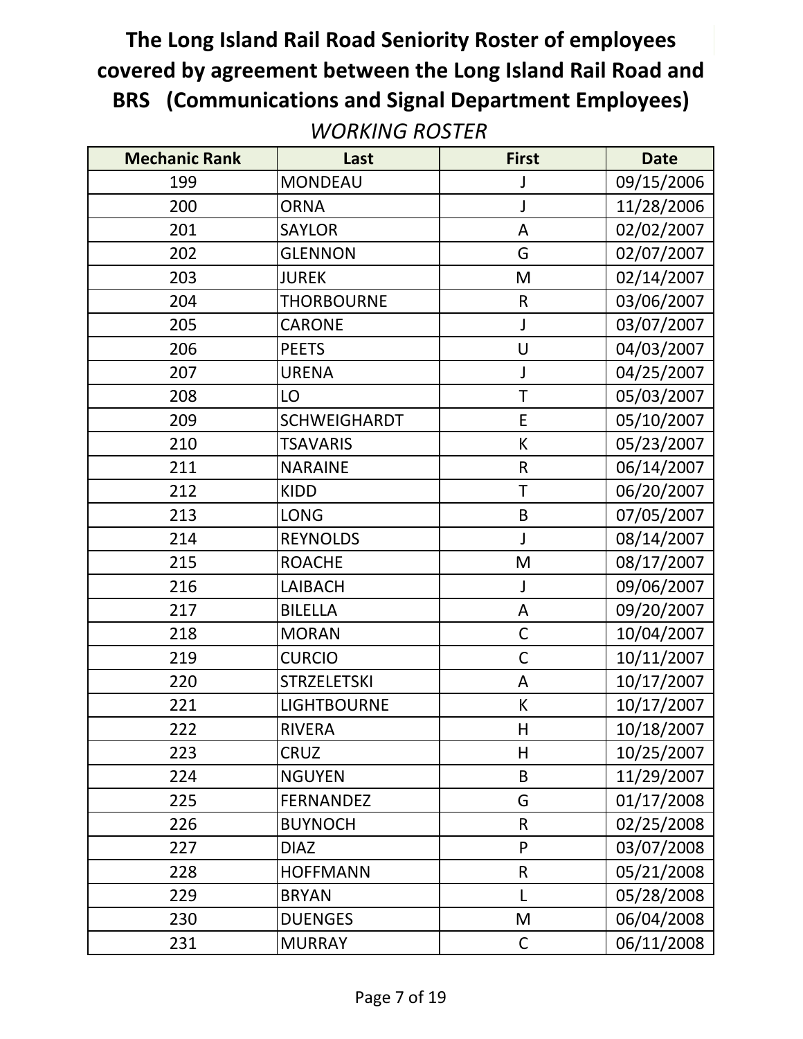# The Long Island Rail Road Seniority Roster of employees covered by agreement between the Long Island Rail Road and BRS (Communications and Signal Department Employees)

*WORKING ROSTER*

| Mechanic Rank | Last | First | Date |
|---|---|---|---|
| 199 | MONDEAU | J | 09/15/2006 |
| 200 | ORNA | J | 11/28/2006 |
| 201 | SAYLOR | A | 02/02/2007 |
| 202 | GLENNON | G | 02/07/2007 |
| 203 | JUREK | M | 02/14/2007 |
| 204 | THORBOURNE | R | 03/06/2007 |
| 205 | CARONE | J | 03/07/2007 |
| 206 | PEETS | U | 04/03/2007 |
| 207 | URENA | J | 04/25/2007 |
| 208 | LO | T | 05/03/2007 |
| 209 | SCHWEIGHARDT | E | 05/10/2007 |
| 210 | TSAVARIS | K | 05/23/2007 |
| 211 | NARAINE | R | 06/14/2007 |
| 212 | KIDD | T | 06/20/2007 |
| 213 | LONG | B | 07/05/2007 |
| 214 | REYNOLDS | J | 08/14/2007 |
| 215 | ROACHE | M | 08/17/2007 |
| 216 | LAIBACH | J | 09/06/2007 |
| 217 | BILELLA | A | 09/20/2007 |
| 218 | MORAN | C | 10/04/2007 |
| 219 | CURCIO | C | 10/11/2007 |
| 220 | STRZELETSKI | A | 10/17/2007 |
| 221 | LIGHTBOURNE | K | 10/17/2007 |
| 222 | RIVERA | H | 10/18/2007 |
| 223 | CRUZ | H | 10/25/2007 |
| 224 | NGUYEN | B | 11/29/2007 |
| 225 | FERNANDEZ | G | 01/17/2008 |
| 226 | BUYNOCH | R | 02/25/2008 |
| 227 | DIAZ | P | 03/07/2008 |
| 228 | HOFFMANN | R | 05/21/2008 |
| 229 | BRYAN | L | 05/28/2008 |
| 230 | DUENGES | M | 06/04/2008 |
| 231 | MURRAY | C | 06/11/2008 |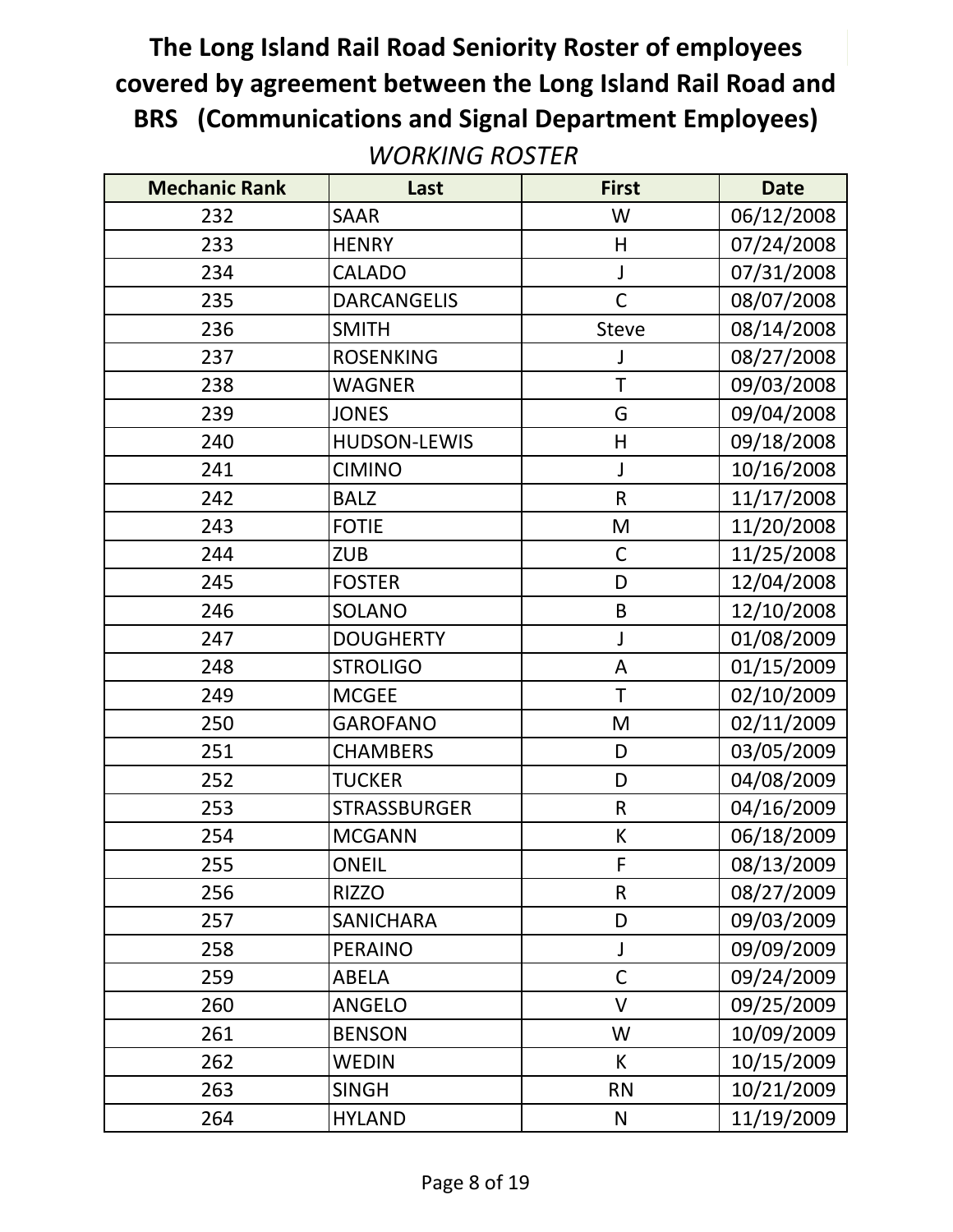# The Long Island Rail Road Seniority Roster of employees covered by agreement between the Long Island Rail Road and BRS (Communications and Signal Department Employees)

*WORKING ROSTER*

| Mechanic Rank | Last | First | Date |
|---|---|---|---|
| 232 | SAAR | W | 06/12/2008 |
| 233 | HENRY | H | 07/24/2008 |
| 234 | CALADO | J | 07/31/2008 |
| 235 | DARCANGELIS | C | 08/07/2008 |
| 236 | SMITH | Steve | 08/14/2008 |
| 237 | ROSENKING | J | 08/27/2008 |
| 238 | WAGNER | T | 09/03/2008 |
| 239 | JONES | G | 09/04/2008 |
| 240 | HUDSON-LEWIS | H | 09/18/2008 |
| 241 | CIMINO | J | 10/16/2008 |
| 242 | BALZ | R | 11/17/2008 |
| 243 | FOTIE | M | 11/20/2008 |
| 244 | ZUB | C | 11/25/2008 |
| 245 | FOSTER | D | 12/04/2008 |
| 246 | SOLANO | B | 12/10/2008 |
| 247 | DOUGHERTY | J | 01/08/2009 |
| 248 | STROLIGO | A | 01/15/2009 |
| 249 | MCGEE | T | 02/10/2009 |
| 250 | GAROFANO | M | 02/11/2009 |
| 251 | CHAMBERS | D | 03/05/2009 |
| 252 | TUCKER | D | 04/08/2009 |
| 253 | STRASSBURGER | R | 04/16/2009 |
| 254 | MCGANN | K | 06/18/2009 |
| 255 | ONEIL | F | 08/13/2009 |
| 256 | RIZZO | R | 08/27/2009 |
| 257 | SANICHARA | D | 09/03/2009 |
| 258 | PERAINO | J | 09/09/2009 |
| 259 | ABELA | C | 09/24/2009 |
| 260 | ANGELO | V | 09/25/2009 |
| 261 | BENSON | W | 10/09/2009 |
| 262 | WEDIN | K | 10/15/2009 |
| 263 | SINGH | RN | 10/21/2009 |
| 264 | HYLAND | N | 11/19/2009 |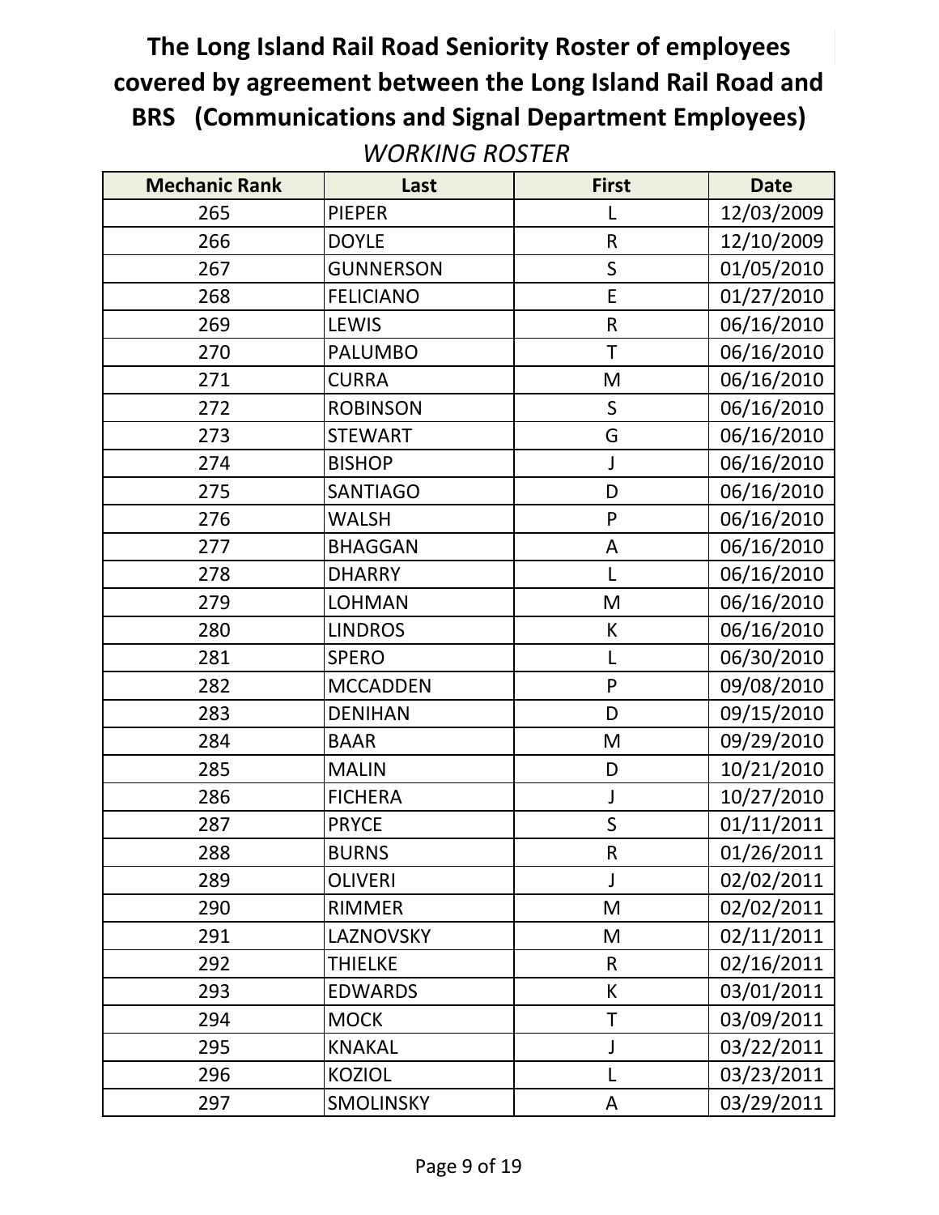# The Long Island Rail Road Seniority Roster of employees covered by agreement between the Long Island Rail Road and BRS (Communications and Signal Department Employees)

*WORKING ROSTER*

| Mechanic Rank | Last | First | Date |
|---|---|---|---|
| 265 | PIEPER | L | 12/03/2009 |
| 266 | DOYLE | R | 12/10/2009 |
| 267 | GUNNERSON | S | 01/05/2010 |
| 268 | FELICIANO | E | 01/27/2010 |
| 269 | LEWIS | R | 06/16/2010 |
| 270 | PALUMBO | T | 06/16/2010 |
| 271 | CURRA | M | 06/16/2010 |
| 272 | ROBINSON | S | 06/16/2010 |
| 273 | STEWART | G | 06/16/2010 |
| 274 | BISHOP | J | 06/16/2010 |
| 275 | SANTIAGO | D | 06/16/2010 |
| 276 | WALSH | P | 06/16/2010 |
| 277 | BHAGGAN | A | 06/16/2010 |
| 278 | DHARRY | L | 06/16/2010 |
| 279 | LOHMAN | M | 06/16/2010 |
| 280 | LINDROS | K | 06/16/2010 |
| 281 | SPERO | L | 06/30/2010 |
| 282 | MCCADDEN | P | 09/08/2010 |
| 283 | DENIHAN | D | 09/15/2010 |
| 284 | BAAR | M | 09/29/2010 |
| 285 | MALIN | D | 10/21/2010 |
| 286 | FICHERA | J | 10/27/2010 |
| 287 | PRYCE | S | 01/11/2011 |
| 288 | BURNS | R | 01/26/2011 |
| 289 | OLIVERI | J | 02/02/2011 |
| 290 | RIMMER | M | 02/02/2011 |
| 291 | LAZNOVSKY | M | 02/11/2011 |
| 292 | THIELKE | R | 02/16/2011 |
| 293 | EDWARDS | K | 03/01/2011 |
| 294 | MOCK | T | 03/09/2011 |
| 295 | KNAKAL | J | 03/22/2011 |
| 296 | KOZIOL | L | 03/23/2011 |
| 297 | SMOLINSKY | A | 03/29/2011 |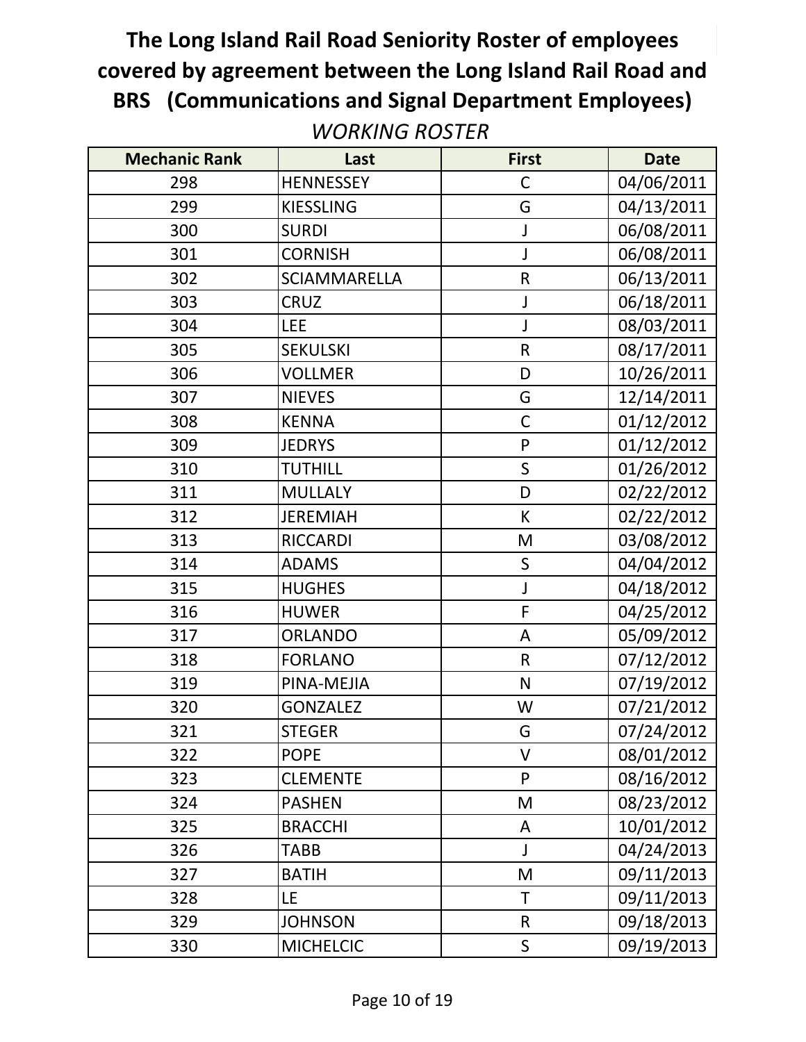# The Long Island Rail Road Seniority Roster of employees covered by agreement between the Long Island Rail Road and BRS (Communications and Signal Department Employees)

*WORKING ROSTER*

| Mechanic Rank | Last | First | Date |
|---|---|---|---|
| 298 | HENNESSEY | C | 04/06/2011 |
| 299 | KIESSLING | G | 04/13/2011 |
| 300 | SURDI | J | 06/08/2011 |
| 301 | CORNISH | J | 06/08/2011 |
| 302 | SCIAMMARELLA | R | 06/13/2011 |
| 303 | CRUZ | J | 06/18/2011 |
| 304 | LEE | J | 08/03/2011 |
| 305 | SEKULSKI | R | 08/17/2011 |
| 306 | VOLLMER | D | 10/26/2011 |
| 307 | NIEVES | G | 12/14/2011 |
| 308 | KENNA | C | 01/12/2012 |
| 309 | JEDRYS | P | 01/12/2012 |
| 310 | TUTHILL | S | 01/26/2012 |
| 311 | MULLALY | D | 02/22/2012 |
| 312 | JEREMIAH | K | 02/22/2012 |
| 313 | RICCARDI | M | 03/08/2012 |
| 314 | ADAMS | S | 04/04/2012 |
| 315 | HUGHES | J | 04/18/2012 |
| 316 | HUWER | F | 04/25/2012 |
| 317 | ORLANDO | A | 05/09/2012 |
| 318 | FORLANO | R | 07/12/2012 |
| 319 | PINA-MEJIA | N | 07/19/2012 |
| 320 | GONZALEZ | W | 07/21/2012 |
| 321 | STEGER | G | 07/24/2012 |
| 322 | POPE | V | 08/01/2012 |
| 323 | CLEMENTE | P | 08/16/2012 |
| 324 | PASHEN | M | 08/23/2012 |
| 325 | BRACCHI | A | 10/01/2012 |
| 326 | TABB | J | 04/24/2013 |
| 327 | BATIH | M | 09/11/2013 |
| 328 | LE | T | 09/11/2013 |
| 329 | JOHNSON | R | 09/18/2013 |
| 330 | MICHELCIC | S | 09/19/2013 |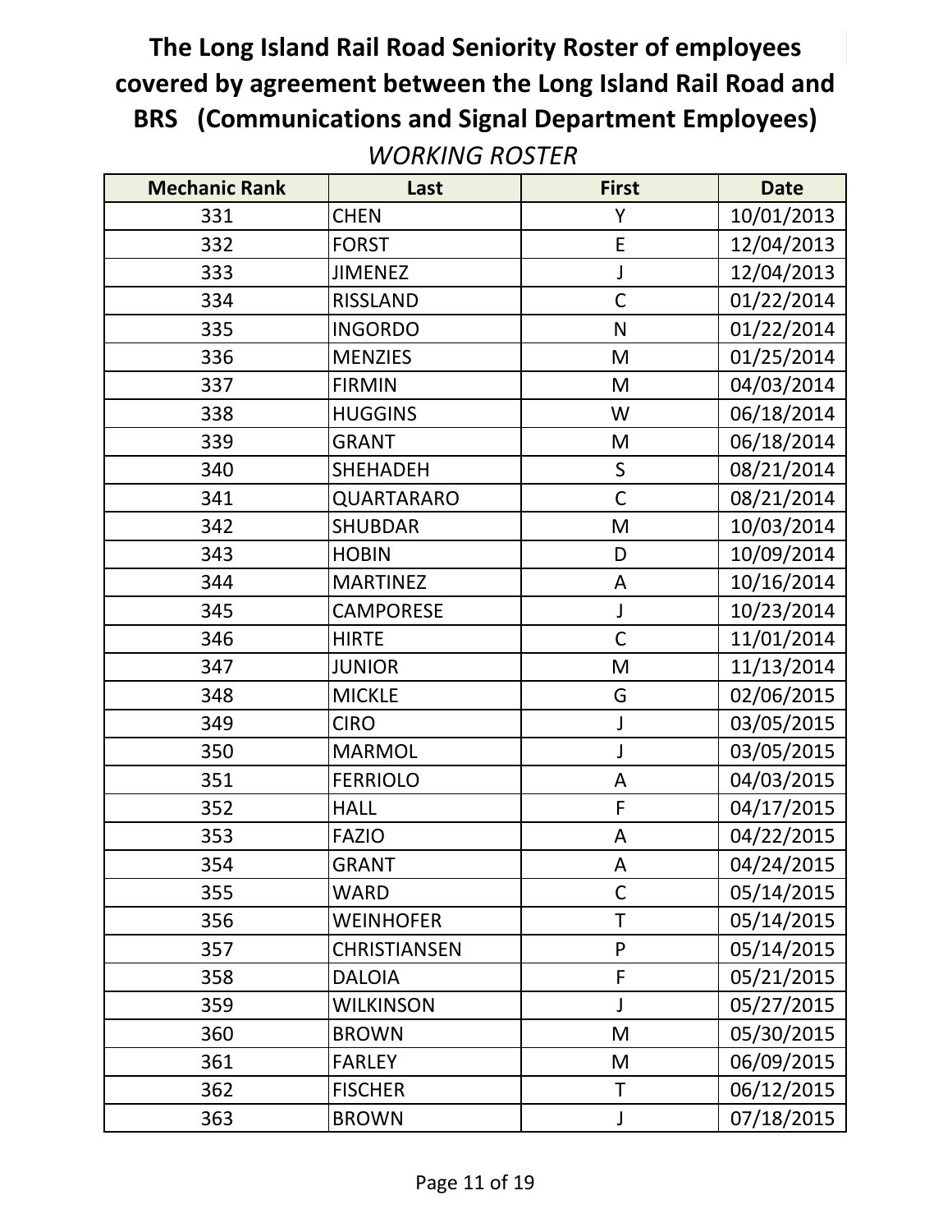# The Long Island Rail Road Seniority Roster of employees covered by agreement between the Long Island Rail Road and BRS (Communications and Signal Department Employees)

*WORKING ROSTER*

| Mechanic Rank | Last | First | Date |
|---|---|---|---|
| 331 | CHEN | Y | 10/01/2013 |
| 332 | FORST | E | 12/04/2013 |
| 333 | JIMENEZ | J | 12/04/2013 |
| 334 | RISSLAND | C | 01/22/2014 |
| 335 | INGORDO | N | 01/22/2014 |
| 336 | MENZIES | M | 01/25/2014 |
| 337 | FIRMIN | M | 04/03/2014 |
| 338 | HUGGINS | W | 06/18/2014 |
| 339 | GRANT | M | 06/18/2014 |
| 340 | SHEHADEH | S | 08/21/2014 |
| 341 | QUARTARARO | C | 08/21/2014 |
| 342 | SHUBDAR | M | 10/03/2014 |
| 343 | HOBIN | D | 10/09/2014 |
| 344 | MARTINEZ | A | 10/16/2014 |
| 345 | CAMPORESE | J | 10/23/2014 |
| 346 | HIRTE | C | 11/01/2014 |
| 347 | JUNIOR | M | 11/13/2014 |
| 348 | MICKLE | G | 02/06/2015 |
| 349 | CIRO | J | 03/05/2015 |
| 350 | MARMOL | J | 03/05/2015 |
| 351 | FERRIOLO | A | 04/03/2015 |
| 352 | HALL | F | 04/17/2015 |
| 353 | FAZIO | A | 04/22/2015 |
| 354 | GRANT | A | 04/24/2015 |
| 355 | WARD | C | 05/14/2015 |
| 356 | WEINHOFER | T | 05/14/2015 |
| 357 | CHRISTIANSEN | P | 05/14/2015 |
| 358 | DALOIA | F | 05/21/2015 |
| 359 | WILKINSON | J | 05/27/2015 |
| 360 | BROWN | M | 05/30/2015 |
| 361 | FARLEY | M | 06/09/2015 |
| 362 | FISCHER | T | 06/12/2015 |
| 363 | BROWN | J | 07/18/2015 |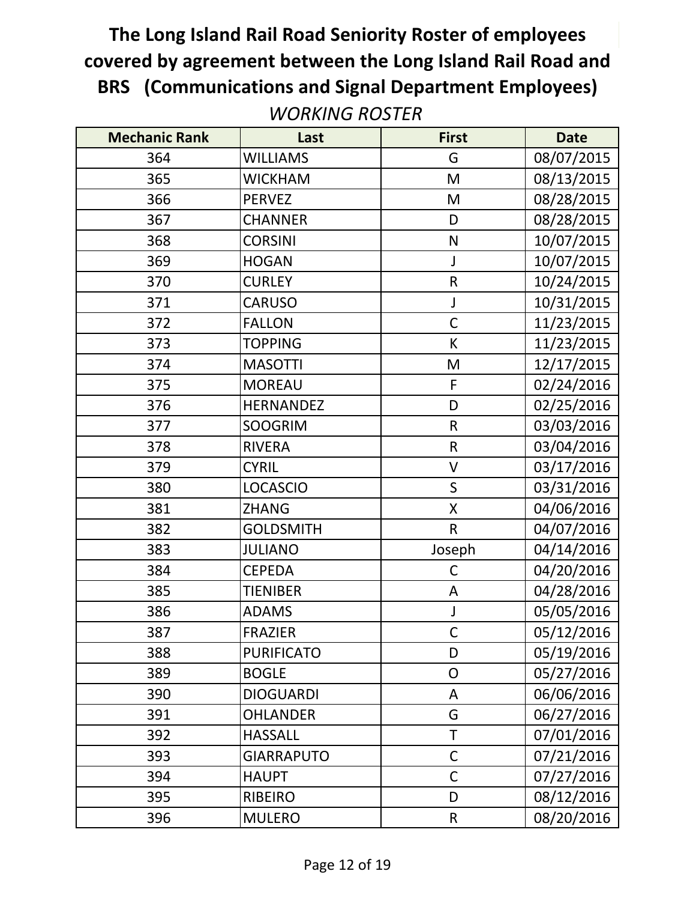# The Long Island Rail Road Seniority Roster of employees covered by agreement between the Long Island Rail Road and BRS (Communications and Signal Department Employees)

*WORKING ROSTER*

| Mechanic Rank | Last | First | Date |
|---|---|---|---|
| 364 | WILLIAMS | G | 08/07/2015 |
| 365 | WICKHAM | M | 08/13/2015 |
| 366 | PERVEZ | M | 08/28/2015 |
| 367 | CHANNER | D | 08/28/2015 |
| 368 | CORSINI | N | 10/07/2015 |
| 369 | HOGAN | J | 10/07/2015 |
| 370 | CURLEY | R | 10/24/2015 |
| 371 | CARUSO | J | 10/31/2015 |
| 372 | FALLON | C | 11/23/2015 |
| 373 | TOPPING | K | 11/23/2015 |
| 374 | MASOTTI | M | 12/17/2015 |
| 375 | MOREAU | F | 02/24/2016 |
| 376 | HERNANDEZ | D | 02/25/2016 |
| 377 | SOOGRIM | R | 03/03/2016 |
| 378 | RIVERA | R | 03/04/2016 |
| 379 | CYRIL | V | 03/17/2016 |
| 380 | LOCASCIO | S | 03/31/2016 |
| 381 | ZHANG | X | 04/06/2016 |
| 382 | GOLDSMITH | R | 04/07/2016 |
| 383 | JULIANO | Joseph | 04/14/2016 |
| 384 | CEPEDA | C | 04/20/2016 |
| 385 | TIENIBER | A | 04/28/2016 |
| 386 | ADAMS | J | 05/05/2016 |
| 387 | FRAZIER | C | 05/12/2016 |
| 388 | PURIFICATO | D | 05/19/2016 |
| 389 | BOGLE | O | 05/27/2016 |
| 390 | DIOGUARDI | A | 06/06/2016 |
| 391 | OHLANDER | G | 06/27/2016 |
| 392 | HASSALL | T | 07/01/2016 |
| 393 | GIARRAPUTO | C | 07/21/2016 |
| 394 | HAUPT | C | 07/27/2016 |
| 395 | RIBEIRO | D | 08/12/2016 |
| 396 | MULERO | R | 08/20/2016 |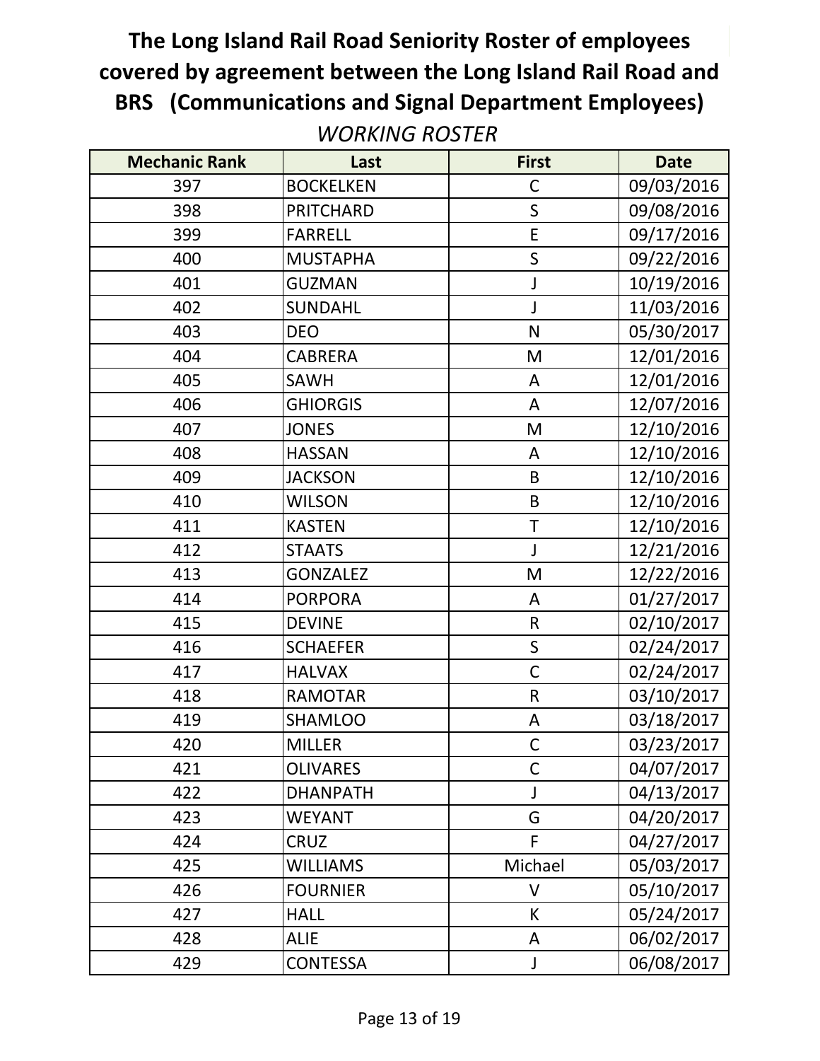# The Long Island Rail Road Seniority Roster of employees covered by agreement between the Long Island Rail Road and BRS (Communications and Signal Department Employees)

*WORKING ROSTER*

| Mechanic Rank | Last | First | Date |
|---|---|---|---|
| 397 | BOCKELKEN | C | 09/03/2016 |
| 398 | PRITCHARD | S | 09/08/2016 |
| 399 | FARRELL | E | 09/17/2016 |
| 400 | MUSTAPHA | S | 09/22/2016 |
| 401 | GUZMAN | J | 10/19/2016 |
| 402 | SUNDAHL | J | 11/03/2016 |
| 403 | DEO | N | 05/30/2017 |
| 404 | CABRERA | M | 12/01/2016 |
| 405 | SAWH | A | 12/01/2016 |
| 406 | GHIORGIS | A | 12/07/2016 |
| 407 | JONES | M | 12/10/2016 |
| 408 | HASSAN | A | 12/10/2016 |
| 409 | JACKSON | B | 12/10/2016 |
| 410 | WILSON | B | 12/10/2016 |
| 411 | KASTEN | T | 12/10/2016 |
| 412 | STAATS | J | 12/21/2016 |
| 413 | GONZALEZ | M | 12/22/2016 |
| 414 | PORPORA | A | 01/27/2017 |
| 415 | DEVINE | R | 02/10/2017 |
| 416 | SCHAEFER | S | 02/24/2017 |
| 417 | HALVAX | C | 02/24/2017 |
| 418 | RAMOTAR | R | 03/10/2017 |
| 419 | SHAMLOO | A | 03/18/2017 |
| 420 | MILLER | C | 03/23/2017 |
| 421 | OLIVARES | C | 04/07/2017 |
| 422 | DHANPATH | J | 04/13/2017 |
| 423 | WEYANT | G | 04/20/2017 |
| 424 | CRUZ | F | 04/27/2017 |
| 425 | WILLIAMS | Michael | 05/03/2017 |
| 426 | FOURNIER | V | 05/10/2017 |
| 427 | HALL | K | 05/24/2017 |
| 428 | ALIE | A | 06/02/2017 |
| 429 | CONTESSA | J | 06/08/2017 |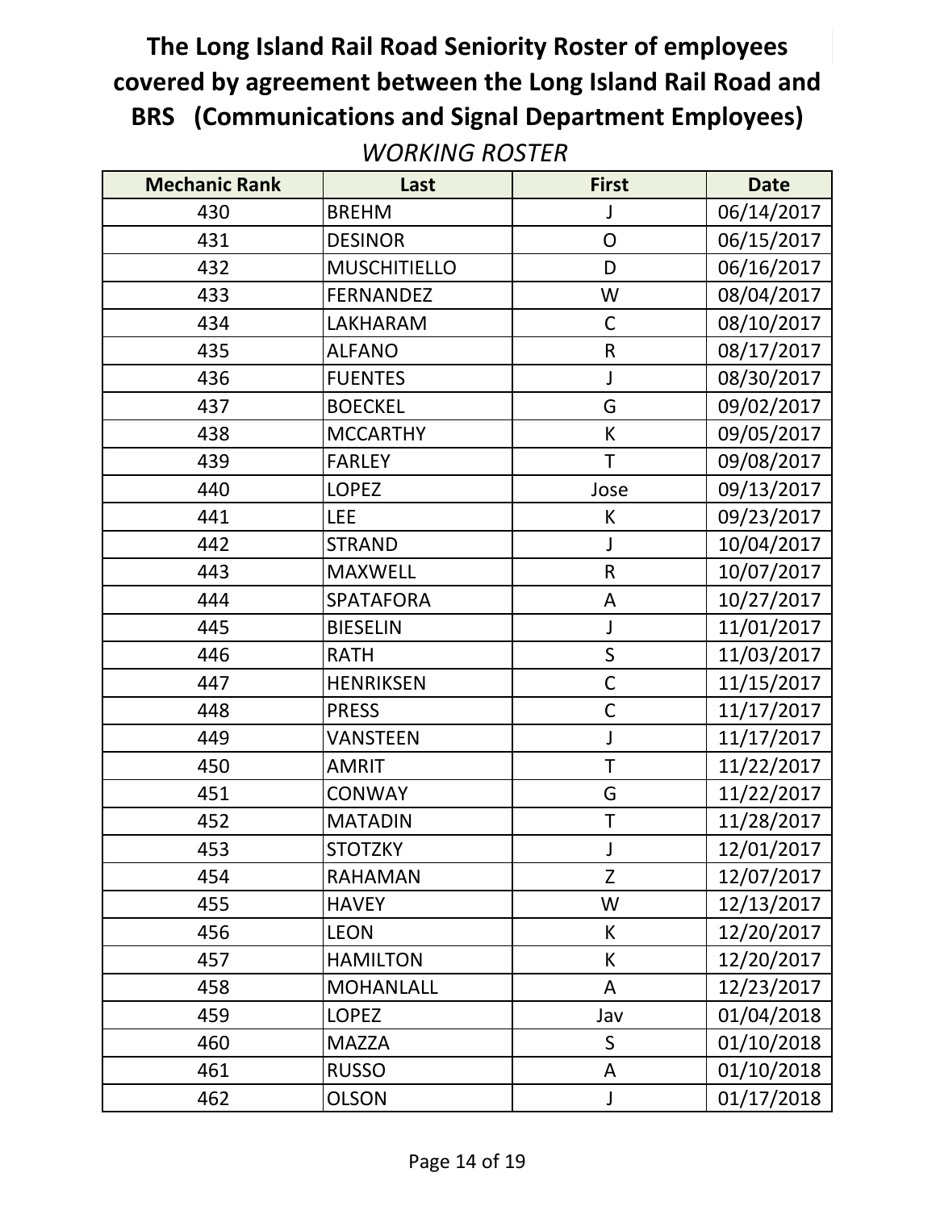# The Long Island Rail Road Seniority Roster of employees covered by agreement between the Long Island Rail Road and BRS (Communications and Signal Department Employees)

*WORKING ROSTER*

| Mechanic Rank | Last | First | Date |
|---|---|---|---|
| 430 | BREHM | J | 06/14/2017 |
| 431 | DESINOR | O | 06/15/2017 |
| 432 | MUSCHITIELLO | D | 06/16/2017 |
| 433 | FERNANDEZ | W | 08/04/2017 |
| 434 | LAKHARAM | C | 08/10/2017 |
| 435 | ALFANO | R | 08/17/2017 |
| 436 | FUENTES | J | 08/30/2017 |
| 437 | BOECKEL | G | 09/02/2017 |
| 438 | MCCARTHY | K | 09/05/2017 |
| 439 | FARLEY | T | 09/08/2017 |
| 440 | LOPEZ | Jose | 09/13/2017 |
| 441 | LEE | K | 09/23/2017 |
| 442 | STRAND | J | 10/04/2017 |
| 443 | MAXWELL | R | 10/07/2017 |
| 444 | SPATAFORA | A | 10/27/2017 |
| 445 | BIESELIN | J | 11/01/2017 |
| 446 | RATH | S | 11/03/2017 |
| 447 | HENRIKSEN | C | 11/15/2017 |
| 448 | PRESS | C | 11/17/2017 |
| 449 | VANSTEEN | J | 11/17/2017 |
| 450 | AMRIT | T | 11/22/2017 |
| 451 | CONWAY | G | 11/22/2017 |
| 452 | MATADIN | T | 11/28/2017 |
| 453 | STOTZKY | J | 12/01/2017 |
| 454 | RAHAMAN | Z | 12/07/2017 |
| 455 | HAVEY | W | 12/13/2017 |
| 456 | LEON | K | 12/20/2017 |
| 457 | HAMILTON | K | 12/20/2017 |
| 458 | MOHANLALL | A | 12/23/2017 |
| 459 | LOPEZ | Jav | 01/04/2018 |
| 460 | MAZZA | S | 01/10/2018 |
| 461 | RUSSO | A | 01/10/2018 |
| 462 | OLSON | J | 01/17/2018 |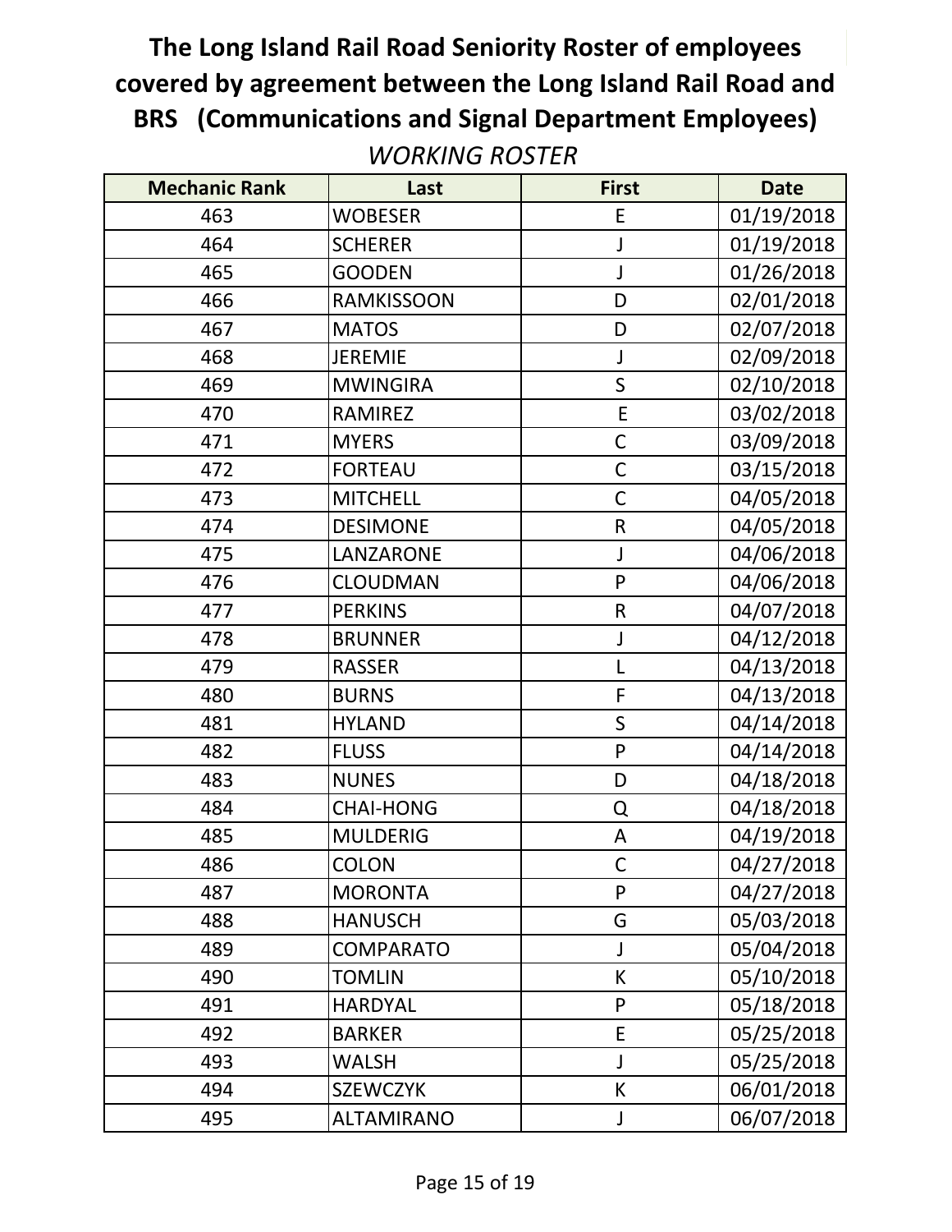# The Long Island Rail Road Seniority Roster of employees covered by agreement between the Long Island Rail Road and BRS (Communications and Signal Department Employees)

*WORKING ROSTER*

| Mechanic Rank | Last | First | Date |
|---|---|---|---|
| 463 | WOBESER | E | 01/19/2018 |
| 464 | SCHERER | J | 01/19/2018 |
| 465 | GOODEN | J | 01/26/2018 |
| 466 | RAMKISSOON | D | 02/01/2018 |
| 467 | MATOS | D | 02/07/2018 |
| 468 | JEREMIE | J | 02/09/2018 |
| 469 | MWINGIRA | S | 02/10/2018 |
| 470 | RAMIREZ | E | 03/02/2018 |
| 471 | MYERS | C | 03/09/2018 |
| 472 | FORTEAU | C | 03/15/2018 |
| 473 | MITCHELL | C | 04/05/2018 |
| 474 | DESIMONE | R | 04/05/2018 |
| 475 | LANZARONE | J | 04/06/2018 |
| 476 | CLOUDMAN | P | 04/06/2018 |
| 477 | PERKINS | R | 04/07/2018 |
| 478 | BRUNNER | J | 04/12/2018 |
| 479 | RASSER | L | 04/13/2018 |
| 480 | BURNS | F | 04/13/2018 |
| 481 | HYLAND | S | 04/14/2018 |
| 482 | FLUSS | P | 04/14/2018 |
| 483 | NUNES | D | 04/18/2018 |
| 484 | CHAI-HONG | Q | 04/18/2018 |
| 485 | MULDERIG | A | 04/19/2018 |
| 486 | COLON | C | 04/27/2018 |
| 487 | MORONTA | P | 04/27/2018 |
| 488 | HANUSCH | G | 05/03/2018 |
| 489 | COMPARATO | J | 05/04/2018 |
| 490 | TOMLIN | K | 05/10/2018 |
| 491 | HARDYAL | P | 05/18/2018 |
| 492 | BARKER | E | 05/25/2018 |
| 493 | WALSH | J | 05/25/2018 |
| 494 | SZEWCZYK | K | 06/01/2018 |
| 495 | ALTAMIRANO | J | 06/07/2018 |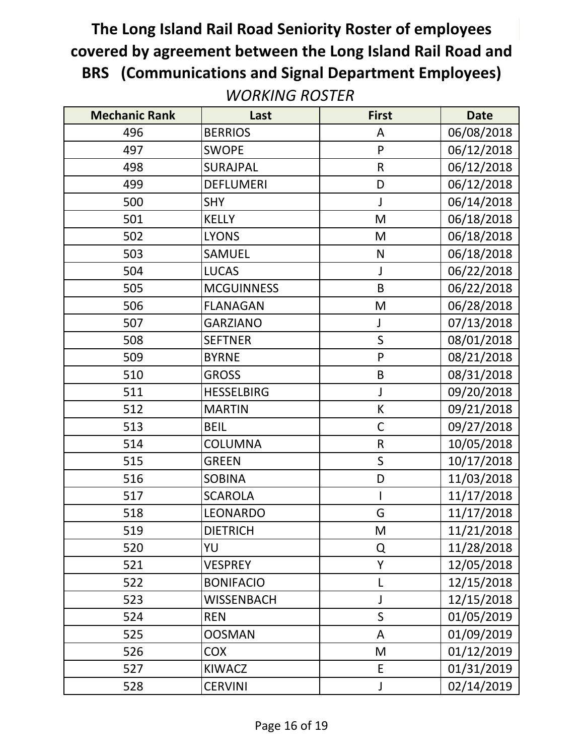# The Long Island Rail Road Seniority Roster of employees covered by agreement between the Long Island Rail Road and BRS (Communications and Signal Department Employees)

*WORKING ROSTER*

| Mechanic Rank | Last | First | Date |
|---|---|---|---|
| 496 | BERRIOS | A | 06/08/2018 |
| 497 | SWOPE | P | 06/12/2018 |
| 498 | SURAJPAL | R | 06/12/2018 |
| 499 | DEFLUMERI | D | 06/12/2018 |
| 500 | SHY | J | 06/14/2018 |
| 501 | KELLY | M | 06/18/2018 |
| 502 | LYONS | M | 06/18/2018 |
| 503 | SAMUEL | N | 06/18/2018 |
| 504 | LUCAS | J | 06/22/2018 |
| 505 | MCGUINNESS | B | 06/22/2018 |
| 506 | FLANAGAN | M | 06/28/2018 |
| 507 | GARZIANO | J | 07/13/2018 |
| 508 | SEFTNER | S | 08/01/2018 |
| 509 | BYRNE | P | 08/21/2018 |
| 510 | GROSS | B | 08/31/2018 |
| 511 | HESSELBIRG | J | 09/20/2018 |
| 512 | MARTIN | K | 09/21/2018 |
| 513 | BEIL | C | 09/27/2018 |
| 514 | COLUMNA | R | 10/05/2018 |
| 515 | GREEN | S | 10/17/2018 |
| 516 | SOBINA | D | 11/03/2018 |
| 517 | SCAROLA | I | 11/17/2018 |
| 518 | LEONARDO | G | 11/17/2018 |
| 519 | DIETRICH | M | 11/21/2018 |
| 520 | YU | Q | 11/28/2018 |
| 521 | VESPREY | Y | 12/05/2018 |
| 522 | BONIFACIO | L | 12/15/2018 |
| 523 | WISSENBACH | J | 12/15/2018 |
| 524 | REN | S | 01/05/2019 |
| 525 | OOSMAN | A | 01/09/2019 |
| 526 | COX | M | 01/12/2019 |
| 527 | KIWACZ | E | 01/31/2019 |
| 528 | CERVINI | J | 02/14/2019 |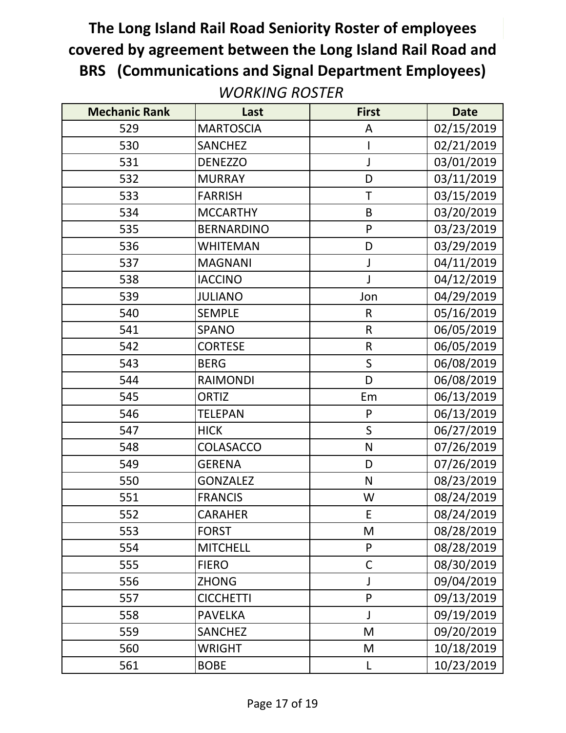# The Long Island Rail Road Seniority Roster of employees covered by agreement between the Long Island Rail Road and BRS (Communications and Signal Department Employees)

*WORKING ROSTER*

| Mechanic Rank | Last | First | Date |
|---|---|---|---|
| 529 | MARTOSCIA | A | 02/15/2019 |
| 530 | SANCHEZ | I | 02/21/2019 |
| 531 | DENEZZO | J | 03/01/2019 |
| 532 | MURRAY | D | 03/11/2019 |
| 533 | FARRISH | T | 03/15/2019 |
| 534 | MCCARTHY | B | 03/20/2019 |
| 535 | BERNARDINO | P | 03/23/2019 |
| 536 | WHITEMAN | D | 03/29/2019 |
| 537 | MAGNANI | J | 04/11/2019 |
| 538 | IACCINO | J | 04/12/2019 |
| 539 | JULIANO | Jon | 04/29/2019 |
| 540 | SEMPLE | R | 05/16/2019 |
| 541 | SPANO | R | 06/05/2019 |
| 542 | CORTESE | R | 06/05/2019 |
| 543 | BERG | S | 06/08/2019 |
| 544 | RAIMONDI | D | 06/08/2019 |
| 545 | ORTIZ | Em | 06/13/2019 |
| 546 | TELEPAN | P | 06/13/2019 |
| 547 | HICK | S | 06/27/2019 |
| 548 | COLASACCO | N | 07/26/2019 |
| 549 | GERENA | D | 07/26/2019 |
| 550 | GONZALEZ | N | 08/23/2019 |
| 551 | FRANCIS | W | 08/24/2019 |
| 552 | CARAHER | E | 08/24/2019 |
| 553 | FORST | M | 08/28/2019 |
| 554 | MITCHELL | P | 08/28/2019 |
| 555 | FIERO | C | 08/30/2019 |
| 556 | ZHONG | J | 09/04/2019 |
| 557 | CICCHETTI | P | 09/13/2019 |
| 558 | PAVELKA | J | 09/19/2019 |
| 559 | SANCHEZ | M | 09/20/2019 |
| 560 | WRIGHT | M | 10/18/2019 |
| 561 | BOBE | L | 10/23/2019 |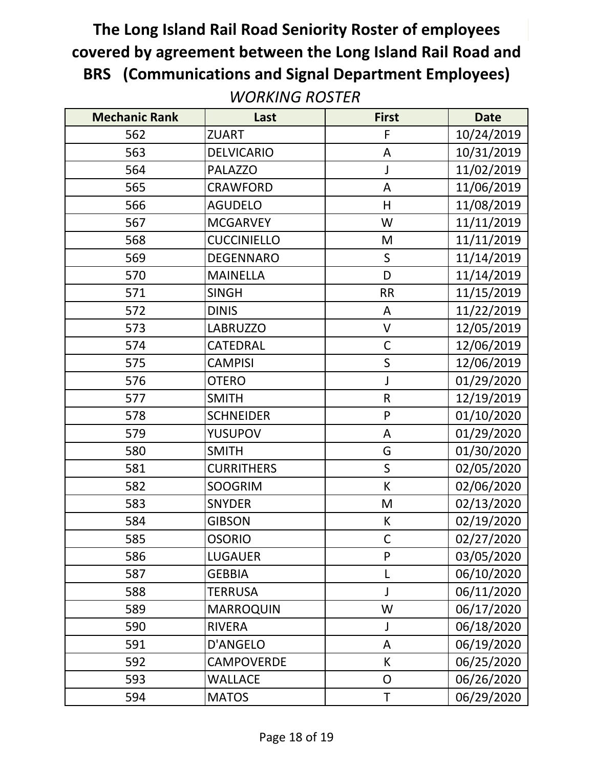# The Long Island Rail Road Seniority Roster of employees covered by agreement between the Long Island Rail Road and BRS (Communications and Signal Department Employees)

*WORKING ROSTER*

| Mechanic Rank | Last | First | Date |
|---|---|---|---|
| 562 | ZUART | F | 10/24/2019 |
| 563 | DELVICARIO | A | 10/31/2019 |
| 564 | PALAZZO | J | 11/02/2019 |
| 565 | CRAWFORD | A | 11/06/2019 |
| 566 | AGUDELO | H | 11/08/2019 |
| 567 | MCGARVEY | W | 11/11/2019 |
| 568 | CUCCINIELLO | M | 11/11/2019 |
| 569 | DEGENNARO | S | 11/14/2019 |
| 570 | MAINELLA | D | 11/14/2019 |
| 571 | SINGH | RR | 11/15/2019 |
| 572 | DINIS | A | 11/22/2019 |
| 573 | LABRUZZO | V | 12/05/2019 |
| 574 | CATEDRAL | C | 12/06/2019 |
| 575 | CAMPISI | S | 12/06/2019 |
| 576 | OTERO | J | 01/29/2020 |
| 577 | SMITH | R | 12/19/2019 |
| 578 | SCHNEIDER | P | 01/10/2020 |
| 579 | YUSUPOV | A | 01/29/2020 |
| 580 | SMITH | G | 01/30/2020 |
| 581 | CURRITHERS | S | 02/05/2020 |
| 582 | SOOGRIM | K | 02/06/2020 |
| 583 | SNYDER | M | 02/13/2020 |
| 584 | GIBSON | K | 02/19/2020 |
| 585 | OSORIO | C | 02/27/2020 |
| 586 | LUGAUER | P | 03/05/2020 |
| 587 | GEBBIA | L | 06/10/2020 |
| 588 | TERRUSA | J | 06/11/2020 |
| 589 | MARROQUIN | W | 06/17/2020 |
| 590 | RIVERA | J | 06/18/2020 |
| 591 | D'ANGELO | A | 06/19/2020 |
| 592 | CAMPOVERDE | K | 06/25/2020 |
| 593 | WALLACE | O | 06/26/2020 |
| 594 | MATOS | T | 06/29/2020 |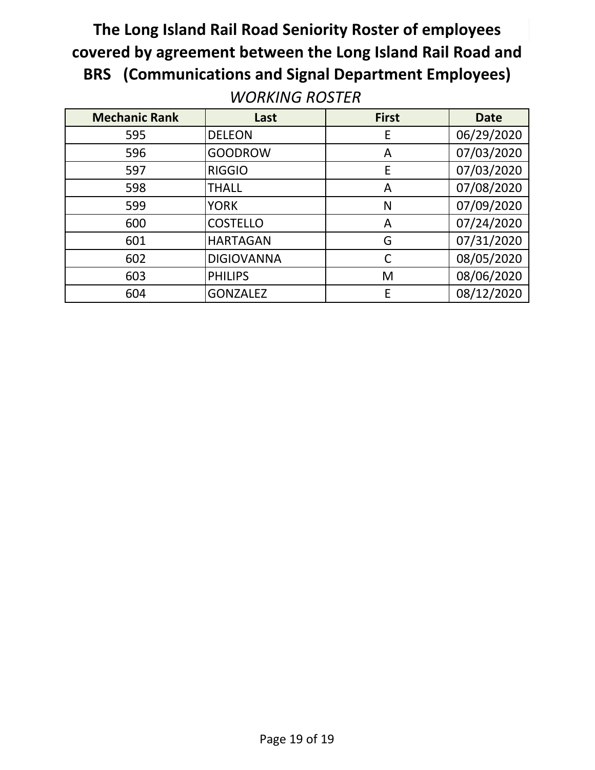# The Long Island Rail Road Seniority Roster of employees covered by agreement between the Long Island Rail Road and BRS (Communications and Signal Department Employees)

*WORKING ROSTER*

| Mechanic Rank | Last | First | Date |
| --- | --- | --- | --- |
| 595 | DELEON | E | 06/29/2020 |
| 596 | GOODROW | A | 07/03/2020 |
| 597 | RIGGIO | E | 07/03/2020 |
| 598 | THALL | A | 07/08/2020 |
| 599 | YORK | N | 07/09/2020 |
| 600 | COSTELLO | A | 07/24/2020 |
| 601 | HARTAGAN | G | 07/31/2020 |
| 602 | DIGIOVANNA | C | 08/05/2020 |
| 603 | PHILIPS | M | 08/06/2020 |
| 604 | GONZALEZ | E | 08/12/2020 |